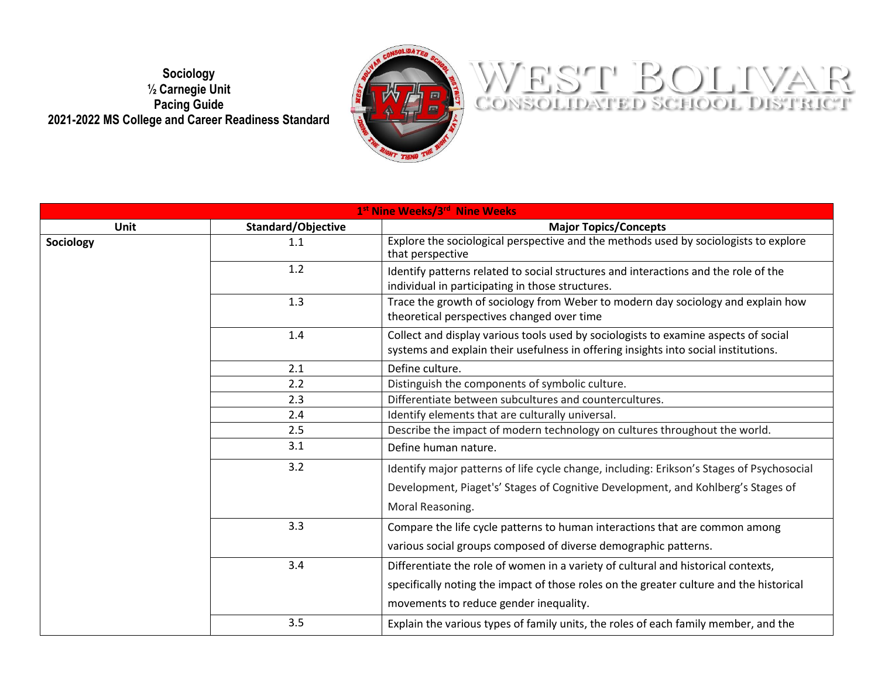**Sociology**
**½ Carnegie Unit**
**Pacing Guide**
**2021-2022 MS College and Career Readiness Standard**

WEST BOLIVAR
CONSOLIDATED SCHOOL DISTRICT

| 1st Nine Weeks/3rd Nine Weeks | | |
|---|---|---|
| **Unit** | **Standard/Objective** | **Major Topics/Concepts** |
| **Sociology** | 1.1 | Explore the sociological perspective and the methods used by sociologists to explore that perspective |
| | 1.2 | Identify patterns related to social structures and interactions and the role of the individual in participating in those structures. |
| | 1.3 | Trace the growth of sociology from Weber to modern day sociology and explain how theoretical perspectives changed over time |
| | 1.4 | Collect and display various tools used by sociologists to examine aspects of social systems and explain their usefulness in offering insights into social institutions. |
| | 2.1 | Define culture. |
| | 2.2 | Distinguish the components of symbolic culture. |
| | 2.3 | Differentiate between subcultures and countercultures. |
| | 2.4 | Identify elements that are culturally universal. |
| | 2.5 | Describe the impact of modern technology on cultures throughout the world. |
| | 3.1 | Define human nature. |
| | 3.2 | Identify major patterns of life cycle change, including: Erikson's Stages of Psychosocial Development, Piaget's' Stages of Cognitive Development, and Kohlberg's Stages of Moral Reasoning. |
| | 3.3 | Compare the life cycle patterns to human interactions that are common among various social groups composed of diverse demographic patterns. |
| | 3.4 | Differentiate the role of women in a variety of cultural and historical contexts, specifically noting the impact of those roles on the greater culture and the historical movements to reduce gender inequality. |
| | 3.5 | Explain the various types of family units, the roles of each family member, and the |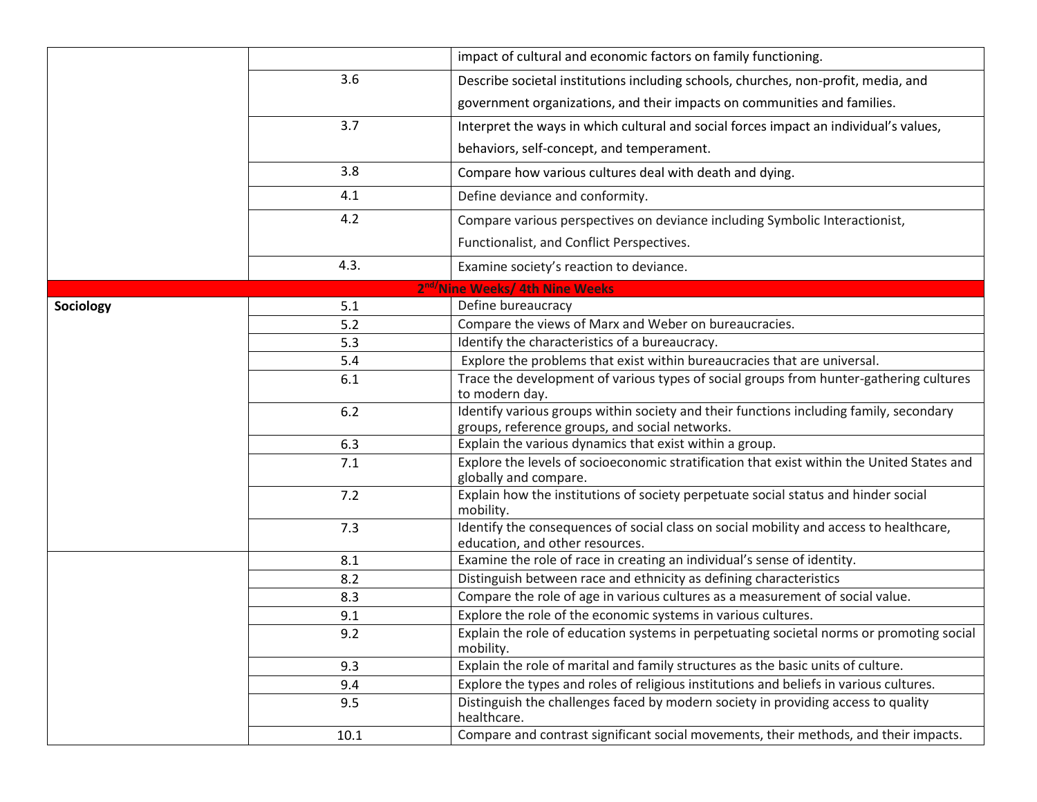| | | |
|---|---|---|
| | | impact of cultural and economic factors on family functioning. |
| | 3.6 | Describe societal institutions including schools, churches, non-profit, media, and government organizations, and their impacts on communities and families. |
| | 3.7 | Interpret the ways in which cultural and social forces impact an individual's values, behaviors, self-concept, and temperament. |
| | 3.8 | Compare how various cultures deal with death and dying. |
| | 4.1 | Define deviance and conformity. |
| | 4.2 | Compare various perspectives on deviance including Symbolic Interactionist, Functionalist, and Conflict Perspectives. |
| | 4.3. | Examine society's reaction to deviance. |
| **2nd/Nine Weeks/ 4th Nine Weeks** | | |
| **Sociology** | 5.1 | Define bureaucracy |
| | 5.2 | Compare the views of Marx and Weber on bureaucracies. |
| | 5.3 | Identify the characteristics of a bureaucracy. |
| | 5.4 | Explore the problems that exist within bureaucracies that are universal. |
| | 6.1 | Trace the development of various types of social groups from hunter-gathering cultures to modern day. |
| | 6.2 | Identify various groups within society and their functions including family, secondary groups, reference groups, and social networks. |
| | 6.3 | Explain the various dynamics that exist within a group. |
| | 7.1 | Explore the levels of socioeconomic stratification that exist within the United States and globally and compare. |
| | 7.2 | Explain how the institutions of society perpetuate social status and hinder social mobility. |
| | 7.3 | Identify the consequences of social class on social mobility and access to healthcare, education, and other resources. |
| | 8.1 | Examine the role of race in creating an individual's sense of identity. |
| | 8.2 | Distinguish between race and ethnicity as defining characteristics |
| | 8.3 | Compare the role of age in various cultures as a measurement of social value. |
| | 9.1 | Explore the role of the economic systems in various cultures. |
| | 9.2 | Explain the role of education systems in perpetuating societal norms or promoting social mobility. |
| | 9.3 | Explain the role of marital and family structures as the basic units of culture. |
| | 9.4 | Explore the types and roles of religious institutions and beliefs in various cultures. |
| | 9.5 | Distinguish the challenges faced by modern society in providing access to quality healthcare. |
| | 10.1 | Compare and contrast significant social movements, their methods, and their impacts. |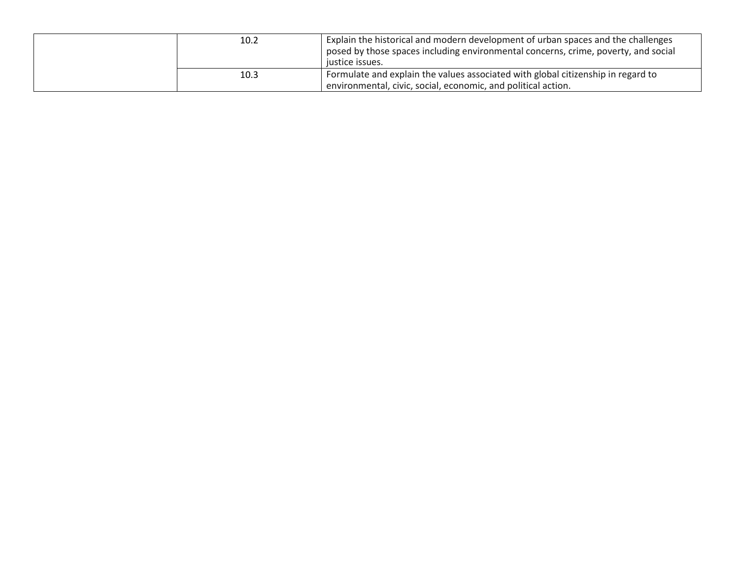| | | |
|---|---|---|
| | 10.2 | Explain the historical and modern development of urban spaces and the challenges posed by those spaces including environmental concerns, crime, poverty, and social justice issues. |
| | 10.3 | Formulate and explain the values associated with global citizenship in regard to environmental, civic, social, economic, and political action. |